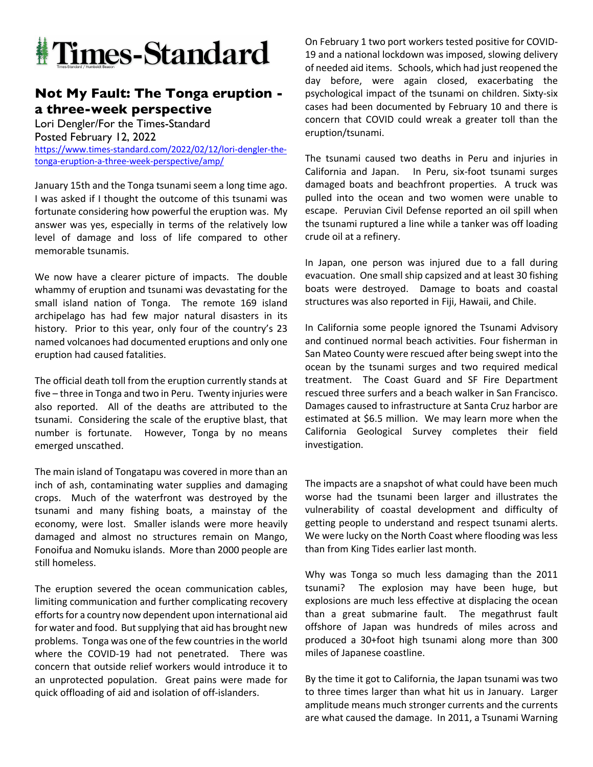# Times-Standard

## Not My Fault: The Tonga eruption - a three-week perspective

Lori Dengler/For the Times-Standard
Posted February 12, 2022
https://www.times-standard.com/2022/02/12/lori-dengler-the-tonga-eruption-a-three-week-perspective/amp/

January 15th and the Tonga tsunami seem a long time ago. I was asked if I thought the outcome of this tsunami was fortunate considering how powerful the eruption was. My answer was yes, especially in terms of the relatively low level of damage and loss of life compared to other memorable tsunamis.

We now have a clearer picture of impacts. The double whammy of eruption and tsunami was devastating for the small island nation of Tonga. The remote 169 island archipelago has had few major natural disasters in its history. Prior to this year, only four of the country's 23 named volcanoes had documented eruptions and only one eruption had caused fatalities.

The official death toll from the eruption currently stands at five – three in Tonga and two in Peru. Twenty injuries were also reported. All of the deaths are attributed to the tsunami. Considering the scale of the eruptive blast, that number is fortunate. However, Tonga by no means emerged unscathed.

The main island of Tongatapu was covered in more than an inch of ash, contaminating water supplies and damaging crops. Much of the waterfront was destroyed by the tsunami and many fishing boats, a mainstay of the economy, were lost. Smaller islands were more heavily damaged and almost no structures remain on Mango, Fonoifua and Nomuku islands. More than 2000 people are still homeless.

The eruption severed the ocean communication cables, limiting communication and further complicating recovery efforts for a country now dependent upon international aid for water and food. But supplying that aid has brought new problems. Tonga was one of the few countries in the world where the COVID-19 had not penetrated. There was concern that outside relief workers would introduce it to an unprotected population. Great pains were made for quick offloading of aid and isolation of off-islanders.

On February 1 two port workers tested positive for COVID-19 and a national lockdown was imposed, slowing delivery of needed aid items. Schools, which had just reopened the day before, were again closed, exacerbating the psychological impact of the tsunami on children. Sixty-six cases had been documented by February 10 and there is concern that COVID could wreak a greater toll than the eruption/tsunami.

The tsunami caused two deaths in Peru and injuries in California and Japan. In Peru, six-foot tsunami surges damaged boats and beachfront properties. A truck was pulled into the ocean and two women were unable to escape. Peruvian Civil Defense reported an oil spill when the tsunami ruptured a line while a tanker was off loading crude oil at a refinery.

In Japan, one person was injured due to a fall during evacuation. One small ship capsized and at least 30 fishing boats were destroyed. Damage to boats and coastal structures was also reported in Fiji, Hawaii, and Chile.

In California some people ignored the Tsunami Advisory and continued normal beach activities. Four fisherman in San Mateo County were rescued after being swept into the ocean by the tsunami surges and two required medical treatment. The Coast Guard and SF Fire Department rescued three surfers and a beach walker in San Francisco. Damages caused to infrastructure at Santa Cruz harbor are estimated at $6.5 million. We may learn more when the California Geological Survey completes their field investigation.

The impacts are a snapshot of what could have been much worse had the tsunami been larger and illustrates the vulnerability of coastal development and difficulty of getting people to understand and respect tsunami alerts. We were lucky on the North Coast where flooding was less than from King Tides earlier last month.

Why was Tonga so much less damaging than the 2011 tsunami? The explosion may have been huge, but explosions are much less effective at displacing the ocean than a great submarine fault. The megathrust fault offshore of Japan was hundreds of miles across and produced a 30+foot high tsunami along more than 300 miles of Japanese coastline.

By the time it got to California, the Japan tsunami was two to three times larger than what hit us in January. Larger amplitude means much stronger currents and the currents are what caused the damage. In 2011, a Tsunami Warning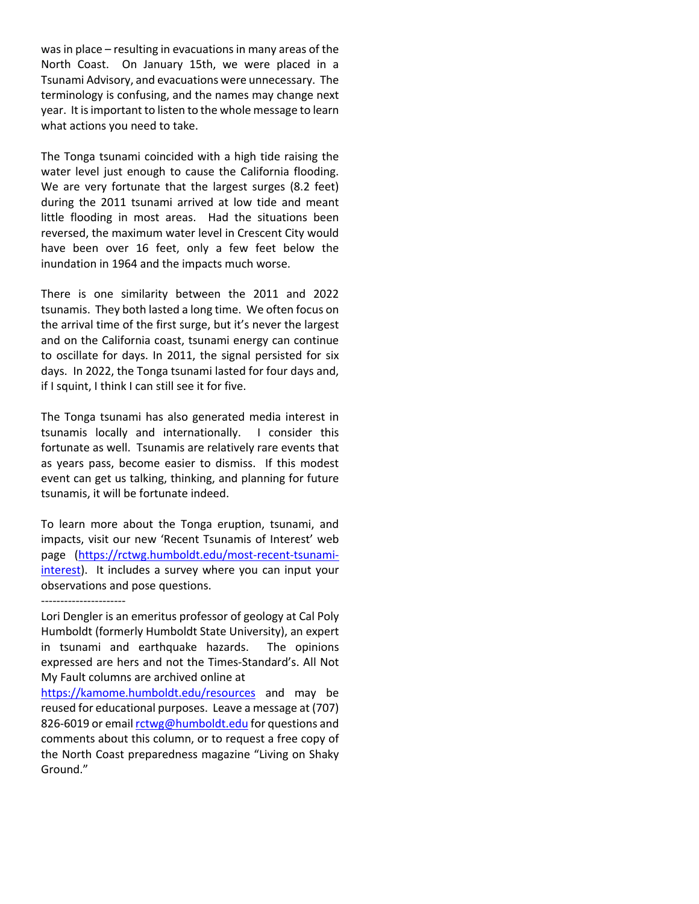was in place – resulting in evacuations in many areas of the North Coast. On January 15th, we were placed in a Tsunami Advisory, and evacuations were unnecessary. The terminology is confusing, and the names may change next year. It is important to listen to the whole message to learn what actions you need to take.

The Tonga tsunami coincided with a high tide raising the water level just enough to cause the California flooding. We are very fortunate that the largest surges (8.2 feet) during the 2011 tsunami arrived at low tide and meant little flooding in most areas. Had the situations been reversed, the maximum water level in Crescent City would have been over 16 feet, only a few feet below the inundation in 1964 and the impacts much worse.

There is one similarity between the 2011 and 2022 tsunamis. They both lasted a long time. We often focus on the arrival time of the first surge, but it's never the largest and on the California coast, tsunami energy can continue to oscillate for days. In 2011, the signal persisted for six days. In 2022, the Tonga tsunami lasted for four days and, if I squint, I think I can still see it for five.

The Tonga tsunami has also generated media interest in tsunamis locally and internationally. I consider this fortunate as well. Tsunamis are relatively rare events that as years pass, become easier to dismiss. If this modest event can get us talking, thinking, and planning for future tsunamis, it will be fortunate indeed.

To learn more about the Tonga eruption, tsunami, and impacts, visit our new 'Recent Tsunamis of Interest' web page (https://rctwg.humboldt.edu/most-recent-tsunami-interest). It includes a survey where you can input your observations and pose questions.

----------------------

Lori Dengler is an emeritus professor of geology at Cal Poly Humboldt (formerly Humboldt State University), an expert in tsunami and earthquake hazards. The opinions expressed are hers and not the Times-Standard's. All Not My Fault columns are archived online at https://kamome.humboldt.edu/resources and may be reused for educational purposes. Leave a message at (707) 826-6019 or email rctwg@humboldt.edu for questions and comments about this column, or to request a free copy of the North Coast preparedness magazine "Living on Shaky Ground."